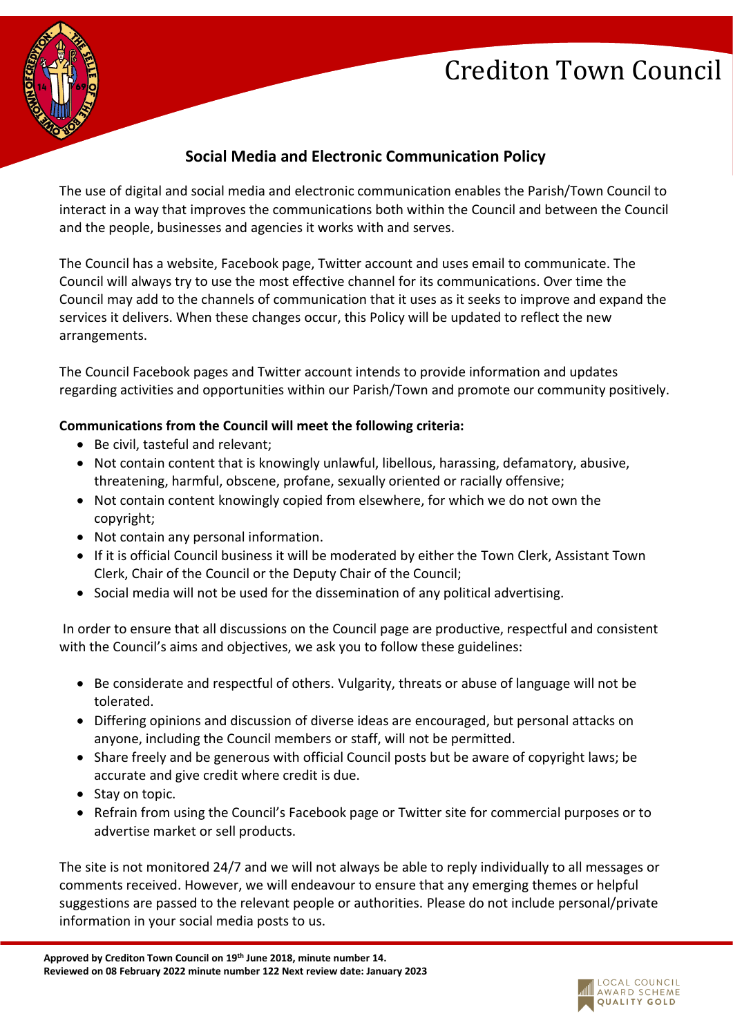# Crediton Town Council

## Social Media and Electronic Communication Policy

The use of digital and social media and electronic communication enables the Parish/Town Council to interact in a way that improves the communications both within the Council and between the Council and the people, businesses and agencies it works with and serves.

The Council has a website, Facebook page, Twitter account and uses email to communicate. The Council will always try to use the most effective channel for its communications. Over time the Council may add to the channels of communication that it uses as it seeks to improve and expand the services it delivers. When these changes occur, this Policy will be updated to reflect the new arrangements.

The Council Facebook pages and Twitter account intends to provide information and updates regarding activities and opportunities within our Parish/Town and promote our community positively.

**Communications from the Council will meet the following criteria:**

- Be civil, tasteful and relevant;
- Not contain content that is knowingly unlawful, libellous, harassing, defamatory, abusive, threatening, harmful, obscene, profane, sexually oriented or racially offensive;
- Not contain content knowingly copied from elsewhere, for which we do not own the copyright;
- Not contain any personal information.
- If it is official Council business it will be moderated by either the Town Clerk, Assistant Town Clerk, Chair of the Council or the Deputy Chair of the Council;
- Social media will not be used for the dissemination of any political advertising.

In order to ensure that all discussions on the Council page are productive, respectful and consistent with the Council's aims and objectives, we ask you to follow these guidelines:

- Be considerate and respectful of others. Vulgarity, threats or abuse of language will not be tolerated.
- Differing opinions and discussion of diverse ideas are encouraged, but personal attacks on anyone, including the Council members or staff, will not be permitted.
- Share freely and be generous with official Council posts but be aware of copyright laws; be accurate and give credit where credit is due.
- Stay on topic.
- Refrain from using the Council's Facebook page or Twitter site for commercial purposes or to advertise market or sell products.

The site is not monitored 24/7 and we will not always be able to reply individually to all messages or comments received. However, we will endeavour to ensure that any emerging themes or helpful suggestions are passed to the relevant people or authorities. Please do not include personal/private information in your social media posts to us.

**Approved by Crediton Town Council on 19th June 2018, minute number 14.**
**Reviewed on 08 February 2022 minute number 122 Next review date: January 2023**

LOCAL COUNCIL AWARD SCHEME QUALITY GOLD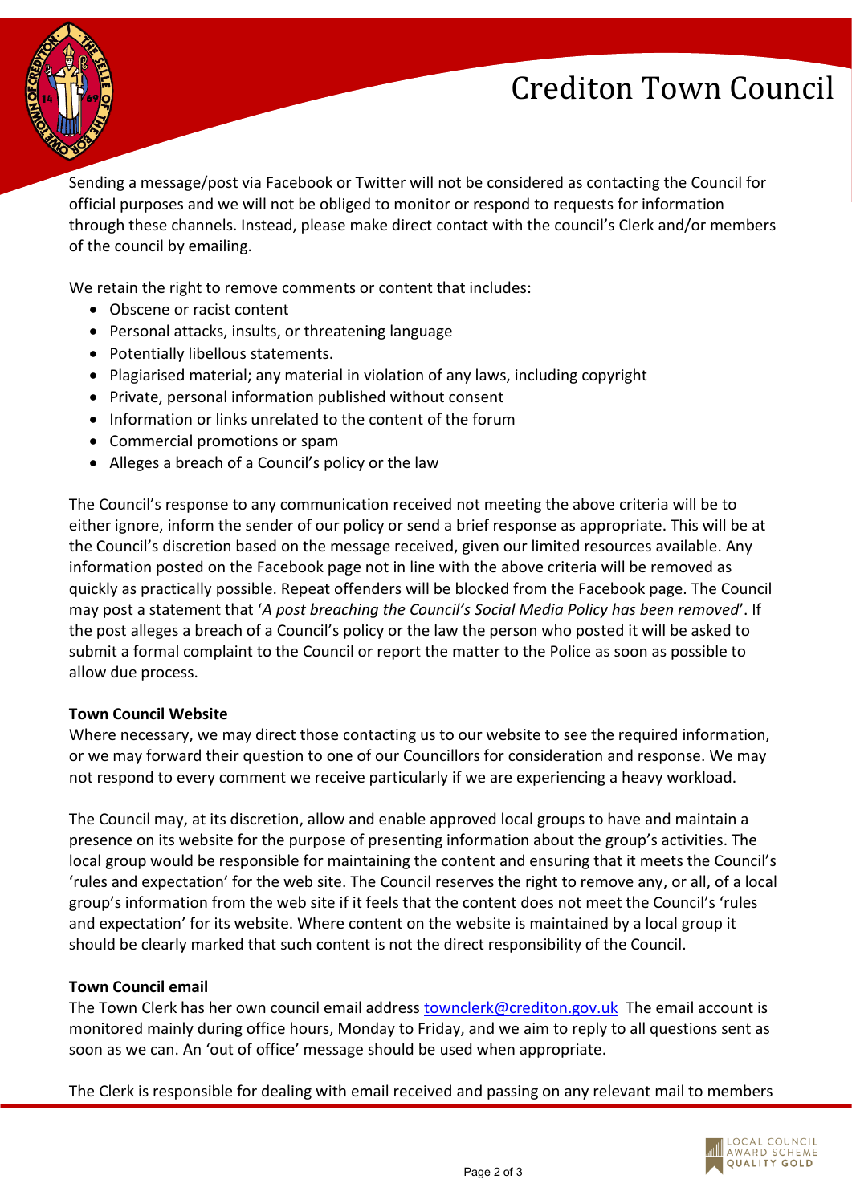Sending a message/post via Facebook or Twitter will not be considered as contacting the Council for official purposes and we will not be obliged to monitor or respond to requests for information through these channels. Instead, please make direct contact with the council's Clerk and/or members of the council by emailing.

We retain the right to remove comments or content that includes:

- Obscene or racist content
- Personal attacks, insults, or threatening language
- Potentially libellous statements.
- Plagiarised material; any material in violation of any laws, including copyright
- Private, personal information published without consent
- Information or links unrelated to the content of the forum
- Commercial promotions or spam
- Alleges a breach of a Council's policy or the law

The Council's response to any communication received not meeting the above criteria will be to either ignore, inform the sender of our policy or send a brief response as appropriate. This will be at the Council's discretion based on the message received, given our limited resources available. Any information posted on the Facebook page not in line with the above criteria will be removed as quickly as practically possible. Repeat offenders will be blocked from the Facebook page. The Council may post a statement that '*A post breaching the Council's Social Media Policy has been removed*'. If the post alleges a breach of a Council's policy or the law the person who posted it will be asked to submit a formal complaint to the Council or report the matter to the Police as soon as possible to allow due process.

**Town Council Website**

Where necessary, we may direct those contacting us to our website to see the required information, or we may forward their question to one of our Councillors for consideration and response. We may not respond to every comment we receive particularly if we are experiencing a heavy workload.

The Council may, at its discretion, allow and enable approved local groups to have and maintain a presence on its website for the purpose of presenting information about the group's activities. The local group would be responsible for maintaining the content and ensuring that it meets the Council's 'rules and expectation' for the web site. The Council reserves the right to remove any, or all, of a local group's information from the web site if it feels that the content does not meet the Council's 'rules and expectation' for its website. Where content on the website is maintained by a local group it should be clearly marked that such content is not the direct responsibility of the Council.

**Town Council email**

The Town Clerk has her own council email address [townclerk@crediton.gov.uk](mailto:townclerk@crediton.gov.uk) The email account is monitored mainly during office hours, Monday to Friday, and we aim to reply to all questions sent as soon as we can. An 'out of office' message should be used when appropriate.

The Clerk is responsible for dealing with email received and passing on any relevant mail to members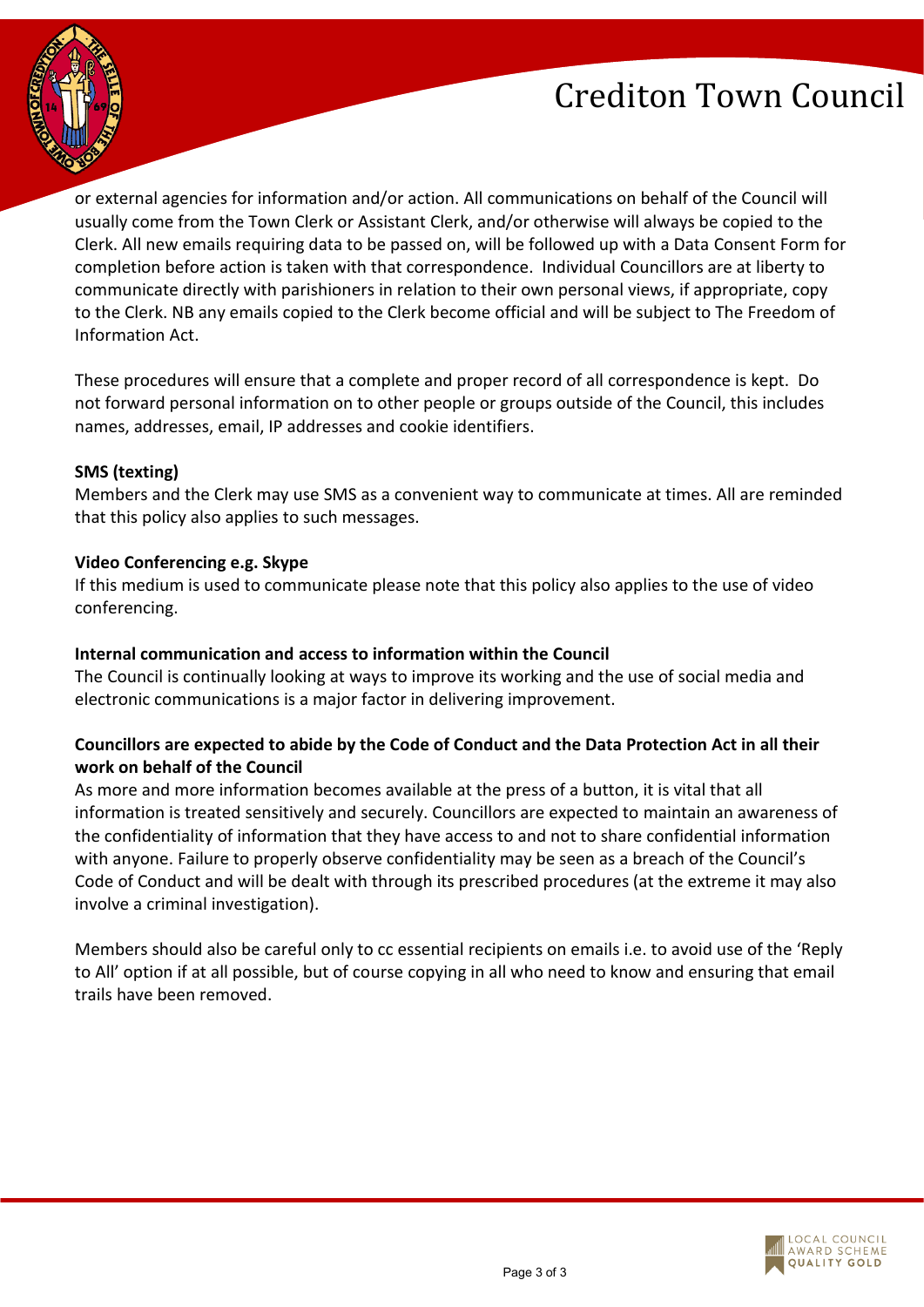or external agencies for information and/or action. All communications on behalf of the Council will usually come from the Town Clerk or Assistant Clerk, and/or otherwise will always be copied to the Clerk. All new emails requiring data to be passed on, will be followed up with a Data Consent Form for completion before action is taken with that correspondence. Individual Councillors are at liberty to communicate directly with parishioners in relation to their own personal views, if appropriate, copy to the Clerk. NB any emails copied to the Clerk become official and will be subject to The Freedom of Information Act.

These procedures will ensure that a complete and proper record of all correspondence is kept. Do not forward personal information on to other people or groups outside of the Council, this includes names, addresses, email, IP addresses and cookie identifiers.

**SMS (texting)**

Members and the Clerk may use SMS as a convenient way to communicate at times. All are reminded that this policy also applies to such messages.

**Video Conferencing e.g. Skype**

If this medium is used to communicate please note that this policy also applies to the use of video conferencing.

**Internal communication and access to information within the Council**

The Council is continually looking at ways to improve its working and the use of social media and electronic communications is a major factor in delivering improvement.

**Councillors are expected to abide by the Code of Conduct and the Data Protection Act in all their work on behalf of the Council**

As more and more information becomes available at the press of a button, it is vital that all information is treated sensitively and securely. Councillors are expected to maintain an awareness of the confidentiality of information that they have access to and not to share confidential information with anyone. Failure to properly observe confidentiality may be seen as a breach of the Council's Code of Conduct and will be dealt with through its prescribed procedures (at the extreme it may also involve a criminal investigation).

Members should also be careful only to cc essential recipients on emails i.e. to avoid use of the 'Reply to All' option if at all possible, but of course copying in all who need to know and ensuring that email trails have been removed.